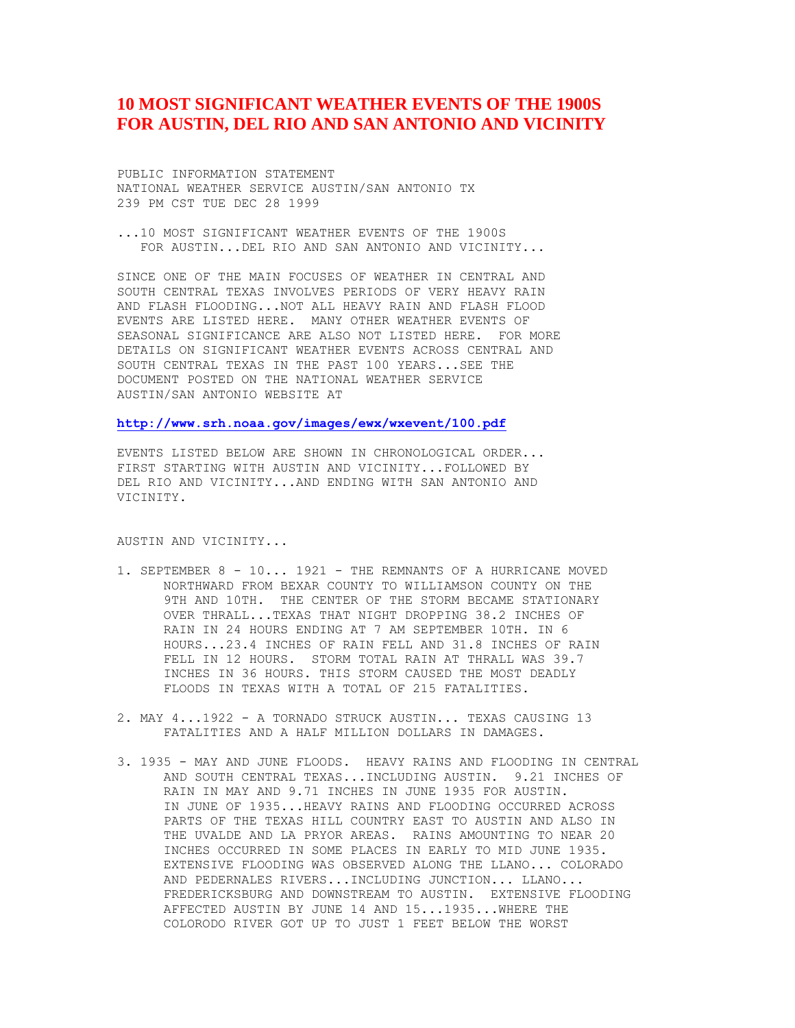# 10 MOST SIGNIFICANT WEATHER EVENTS OF THE 1900S FOR AUSTIN, DEL RIO AND SAN ANTONIO AND VICINITY

PUBLIC INFORMATION STATEMENT
NATIONAL WEATHER SERVICE AUSTIN/SAN ANTONIO TX
239 PM CST TUE DEC 28 1999

...10 MOST SIGNIFICANT WEATHER EVENTS OF THE 1900S
FOR AUSTIN...DEL RIO AND SAN ANTONIO AND VICINITY...

SINCE ONE OF THE MAIN FOCUSES OF WEATHER IN CENTRAL AND SOUTH CENTRAL TEXAS INVOLVES PERIODS OF VERY HEAVY RAIN AND FLASH FLOODING...NOT ALL HEAVY RAIN AND FLASH FLOOD EVENTS ARE LISTED HERE. MANY OTHER WEATHER EVENTS OF SEASONAL SIGNIFICANCE ARE ALSO NOT LISTED HERE. FOR MORE DETAILS ON SIGNIFICANT WEATHER EVENTS ACROSS CENTRAL AND SOUTH CENTRAL TEXAS IN THE PAST 100 YEARS...SEE THE DOCUMENT POSTED ON THE NATIONAL WEATHER SERVICE AUSTIN/SAN ANTONIO WEBSITE AT

**http://www.srh.noaa.gov/images/ewx/wxevent/100.pdf**

EVENTS LISTED BELOW ARE SHOWN IN CHRONOLOGICAL ORDER... FIRST STARTING WITH AUSTIN AND VICINITY...FOLLOWED BY DEL RIO AND VICINITY...AND ENDING WITH SAN ANTONIO AND VICINITY.

AUSTIN AND VICINITY...

1. SEPTEMBER 8 - 10... 1921 - THE REMNANTS OF A HURRICANE MOVED NORTHWARD FROM BEXAR COUNTY TO WILLIAMSON COUNTY ON THE 9TH AND 10TH. THE CENTER OF THE STORM BECAME STATIONARY OVER THRALL...TEXAS THAT NIGHT DROPPING 38.2 INCHES OF RAIN IN 24 HOURS ENDING AT 7 AM SEPTEMBER 10TH. IN 6 HOURS...23.4 INCHES OF RAIN FELL AND 31.8 INCHES OF RAIN FELL IN 12 HOURS. STORM TOTAL RAIN AT THRALL WAS 39.7 INCHES IN 36 HOURS. THIS STORM CAUSED THE MOST DEADLY FLOODS IN TEXAS WITH A TOTAL OF 215 FATALITIES.

2. MAY 4...1922 - A TORNADO STRUCK AUSTIN... TEXAS CAUSING 13 FATALITIES AND A HALF MILLION DOLLARS IN DAMAGES.

3. 1935 - MAY AND JUNE FLOODS. HEAVY RAINS AND FLOODING IN CENTRAL AND SOUTH CENTRAL TEXAS...INCLUDING AUSTIN. 9.21 INCHES OF RAIN IN MAY AND 9.71 INCHES IN JUNE 1935 FOR AUSTIN. IN JUNE OF 1935...HEAVY RAINS AND FLOODING OCCURRED ACROSS PARTS OF THE TEXAS HILL COUNTRY EAST TO AUSTIN AND ALSO IN THE UVALDE AND LA PRYOR AREAS. RAINS AMOUNTING TO NEAR 20 INCHES OCCURRED IN SOME PLACES IN EARLY TO MID JUNE 1935. EXTENSIVE FLOODING WAS OBSERVED ALONG THE LLANO... COLORADO AND PEDERNALES RIVERS...INCLUDING JUNCTION... LLANO... FREDERICKSBURG AND DOWNSTREAM TO AUSTIN. EXTENSIVE FLOODING AFFECTED AUSTIN BY JUNE 14 AND 15...1935...WHERE THE COLORADO RIVER GOT UP TO JUST 1 FEET BELOW THE WORST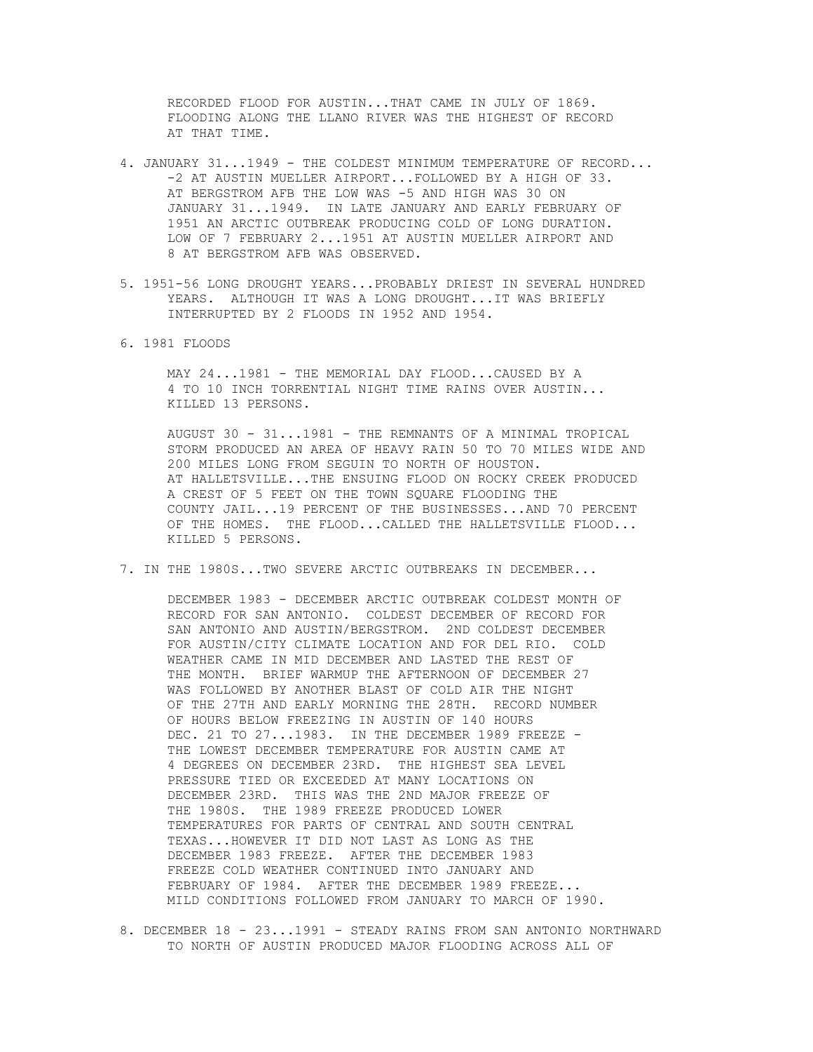RECORDED FLOOD FOR AUSTIN...THAT CAME IN JULY OF 1869. FLOODING ALONG THE LLANO RIVER WAS THE HIGHEST OF RECORD AT THAT TIME.

4. JANUARY 31...1949 - THE COLDEST MINIMUM TEMPERATURE OF RECORD... -2 AT AUSTIN MUELLER AIRPORT...FOLLOWED BY A HIGH OF 33. AT BERGSTROM AFB THE LOW WAS -5 AND HIGH WAS 30 ON JANUARY 31...1949. IN LATE JANUARY AND EARLY FEBRUARY OF 1951 AN ARCTIC OUTBREAK PRODUCING COLD OF LONG DURATION. LOW OF 7 FEBRUARY 2...1951 AT AUSTIN MUELLER AIRPORT AND 8 AT BERGSTROM AFB WAS OBSERVED.

5. 1951-56 LONG DROUGHT YEARS...PROBABLY DRIEST IN SEVERAL HUNDRED YEARS. ALTHOUGH IT WAS A LONG DROUGHT...IT WAS BRIEFLY INTERRUPTED BY 2 FLOODS IN 1952 AND 1954.

6. 1981 FLOODS

   MAY 24...1981 - THE MEMORIAL DAY FLOOD...CAUSED BY A 4 TO 10 INCH TORRENTIAL NIGHT TIME RAINS OVER AUSTIN... KILLED 13 PERSONS.

   AUGUST 30 - 31...1981 - THE REMNANTS OF A MINIMAL TROPICAL STORM PRODUCED AN AREA OF HEAVY RAIN 50 TO 70 MILES WIDE AND 200 MILES LONG FROM SEGUIN TO NORTH OF HOUSTON. AT HALLETSVILLE...THE ENSUING FLOOD ON ROCKY CREEK PRODUCED A CREST OF 5 FEET ON THE TOWN SQUARE FLOODING THE COUNTY JAIL...19 PERCENT OF THE BUSINESSES...AND 70 PERCENT OF THE HOMES. THE FLOOD...CALLED THE HALLETSVILLE FLOOD... KILLED 5 PERSONS.

7. IN THE 1980S...TWO SEVERE ARCTIC OUTBREAKS IN DECEMBER...

   DECEMBER 1983 - DECEMBER ARCTIC OUTBREAK COLDEST MONTH OF RECORD FOR SAN ANTONIO. COLDEST DECEMBER OF RECORD FOR SAN ANTONIO AND AUSTIN/BERGSTROM. 2ND COLDEST DECEMBER FOR AUSTIN/CITY CLIMATE LOCATION AND FOR DEL RIO. COLD WEATHER CAME IN MID DECEMBER AND LASTED THE REST OF THE MONTH. BRIEF WARMUP THE AFTERNOON OF DECEMBER 27 WAS FOLLOWED BY ANOTHER BLAST OF COLD AIR THE NIGHT OF THE 27TH AND EARLY MORNING THE 28TH. RECORD NUMBER OF HOURS BELOW FREEZING IN AUSTIN OF 140 HOURS DEC. 21 TO 27...1983. IN THE DECEMBER 1989 FREEZE - THE LOWEST DECEMBER TEMPERATURE FOR AUSTIN CAME AT 4 DEGREES ON DECEMBER 23RD. THE HIGHEST SEA LEVEL PRESSURE TIED OR EXCEEDED AT MANY LOCATIONS ON DECEMBER 23RD. THIS WAS THE 2ND MAJOR FREEZE OF THE 1980S. THE 1989 FREEZE PRODUCED LOWER TEMPERATURES FOR PARTS OF CENTRAL AND SOUTH CENTRAL TEXAS...HOWEVER IT DID NOT LAST AS LONG AS THE DECEMBER 1983 FREEZE. AFTER THE DECEMBER 1983 FREEZE COLD WEATHER CONTINUED INTO JANUARY AND FEBRUARY OF 1984. AFTER THE DECEMBER 1989 FREEZE... MILD CONDITIONS FOLLOWED FROM JANUARY TO MARCH OF 1990.

8. DECEMBER 18 - 23...1991 - STEADY RAINS FROM SAN ANTONIO NORTHWARD TO NORTH OF AUSTIN PRODUCED MAJOR FLOODING ACROSS ALL OF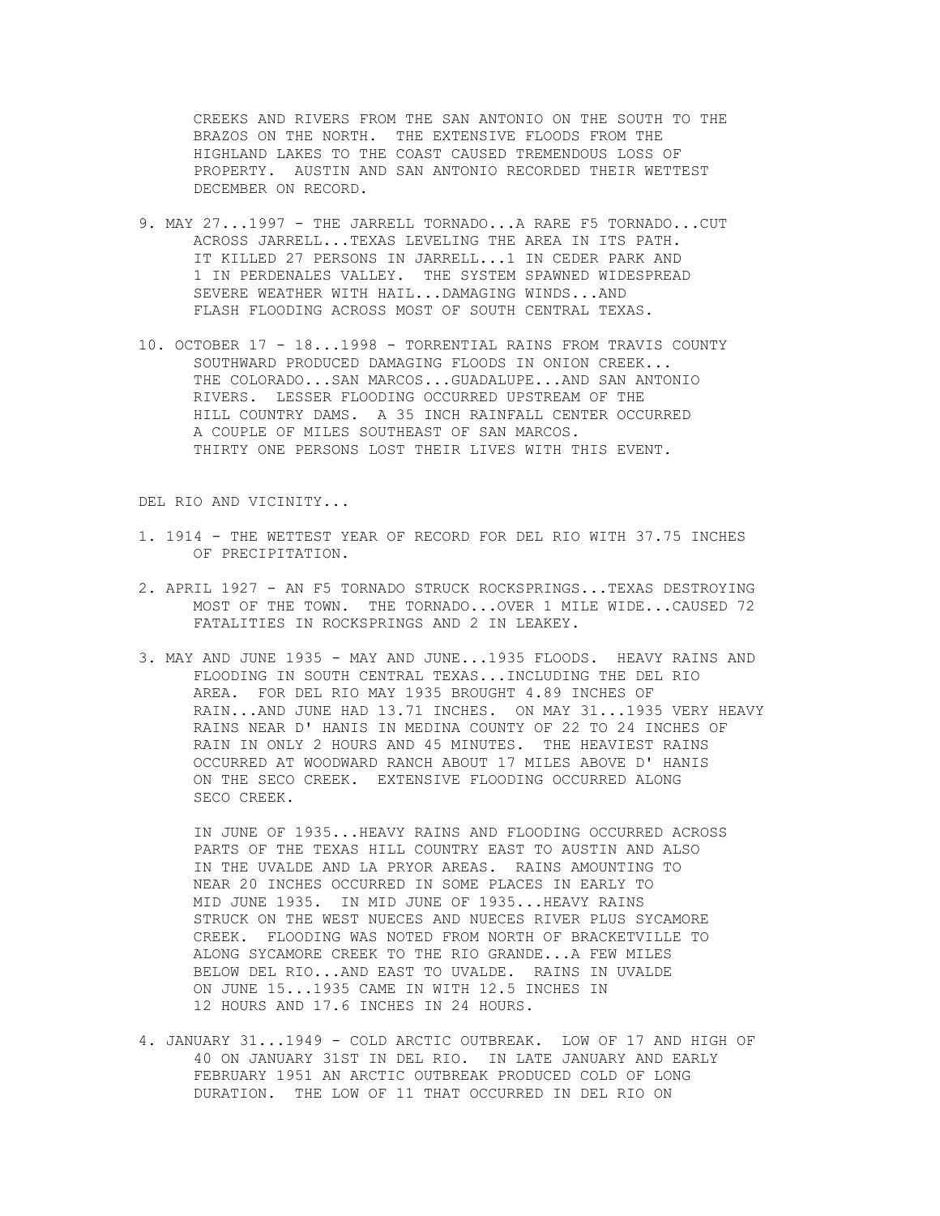CREEKS AND RIVERS FROM THE SAN ANTONIO ON THE SOUTH TO THE BRAZOS ON THE NORTH. THE EXTENSIVE FLOODS FROM THE HIGHLAND LAKES TO THE COAST CAUSED TREMENDOUS LOSS OF PROPERTY. AUSTIN AND SAN ANTONIO RECORDED THEIR WETTEST DECEMBER ON RECORD.

9. MAY 27...1997 - THE JARRELL TORNADO...A RARE F5 TORNADO...CUT ACROSS JARRELL...TEXAS LEVELING THE AREA IN ITS PATH. IT KILLED 27 PERSONS IN JARRELL...1 IN CEDER PARK AND 1 IN PERDENALES VALLEY. THE SYSTEM SPAWNED WIDESPREAD SEVERE WEATHER WITH HAIL...DAMAGING WINDS...AND FLASH FLOODING ACROSS MOST OF SOUTH CENTRAL TEXAS.

10. OCTOBER 17 - 18...1998 - TORRENTIAL RAINS FROM TRAVIS COUNTY SOUTHWARD PRODUCED DAMAGING FLOODS IN ONION CREEK... THE COLORADO...SAN MARCOS...GUADALUPE...AND SAN ANTONIO RIVERS. LESSER FLOODING OCCURRED UPSTREAM OF THE HILL COUNTRY DAMS. A 35 INCH RAINFALL CENTER OCCURRED A COUPLE OF MILES SOUTHEAST OF SAN MARCOS. THIRTY ONE PERSONS LOST THEIR LIVES WITH THIS EVENT.

DEL RIO AND VICINITY...

1. 1914 - THE WETTEST YEAR OF RECORD FOR DEL RIO WITH 37.75 INCHES OF PRECIPITATION.

2. APRIL 1927 - AN F5 TORNADO STRUCK ROCKSPRINGS...TEXAS DESTROYING MOST OF THE TOWN. THE TORNADO...OVER 1 MILE WIDE...CAUSED 72 FATALITIES IN ROCKSPRINGS AND 2 IN LEAKEY.

3. MAY AND JUNE 1935 - MAY AND JUNE...1935 FLOODS. HEAVY RAINS AND FLOODING IN SOUTH CENTRAL TEXAS...INCLUDING THE DEL RIO AREA. FOR DEL RIO MAY 1935 BROUGHT 4.89 INCHES OF RAIN...AND JUNE HAD 13.71 INCHES. ON MAY 31...1935 VERY HEAVY RAINS NEAR D' HANIS IN MEDINA COUNTY OF 22 TO 24 INCHES OF RAIN IN ONLY 2 HOURS AND 45 MINUTES. THE HEAVIEST RAINS OCCURRED AT WOODWARD RANCH ABOUT 17 MILES ABOVE D' HANIS ON THE SECO CREEK. EXTENSIVE FLOODING OCCURRED ALONG SECO CREEK.

   IN JUNE OF 1935...HEAVY RAINS AND FLOODING OCCURRED ACROSS PARTS OF THE TEXAS HILL COUNTRY EAST TO AUSTIN AND ALSO IN THE UVALDE AND LA PRYOR AREAS. RAINS AMOUNTING TO NEAR 20 INCHES OCCURRED IN SOME PLACES IN EARLY TO MID JUNE 1935. IN MID JUNE OF 1935...HEAVY RAINS STRUCK ON THE WEST NUECES AND NUECES RIVER PLUS SYCAMORE CREEK. FLOODING WAS NOTED FROM NORTH OF BRACKETVILLE TO ALONG SYCAMORE CREEK TO THE RIO GRANDE...A FEW MILES BELOW DEL RIO...AND EAST TO UVALDE. RAINS IN UVALDE ON JUNE 15...1935 CAME IN WITH 12.5 INCHES IN 12 HOURS AND 17.6 INCHES IN 24 HOURS.

4. JANUARY 31...1949 - COLD ARCTIC OUTBREAK. LOW OF 17 AND HIGH OF 40 ON JANUARY 31ST IN DEL RIO. IN LATE JANUARY AND EARLY FEBRUARY 1951 AN ARCTIC OUTBREAK PRODUCED COLD OF LONG DURATION. THE LOW OF 11 THAT OCCURRED IN DEL RIO ON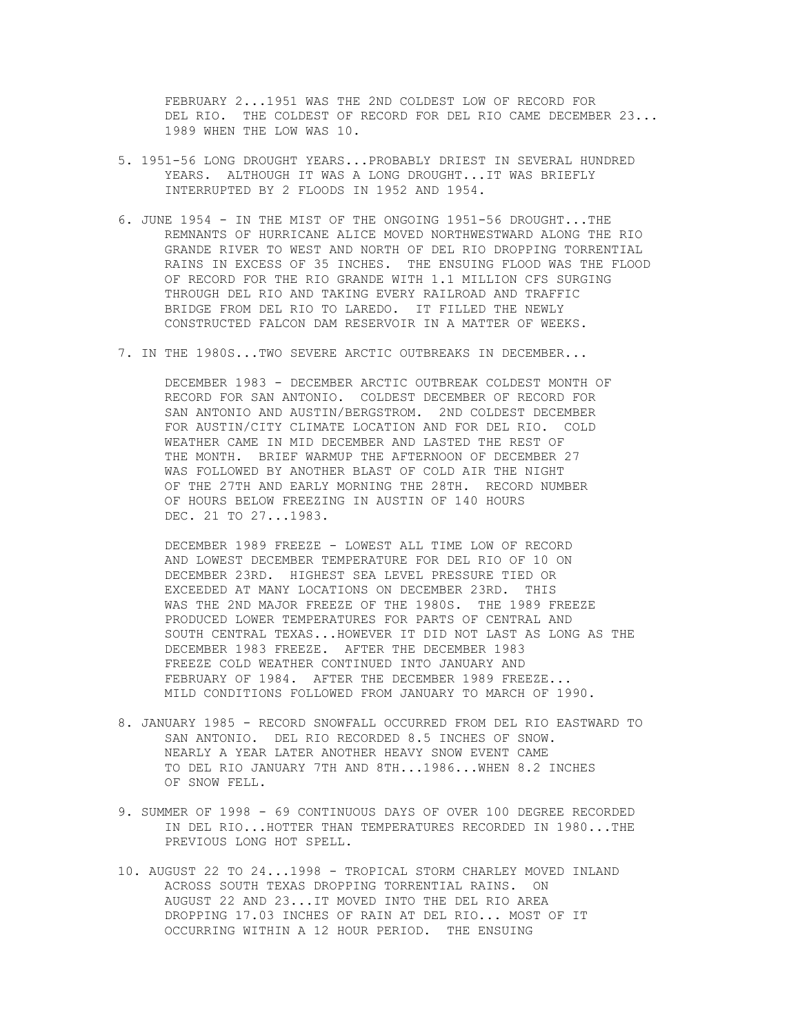FEBRUARY 2...1951 WAS THE 2ND COLDEST LOW OF RECORD FOR DEL RIO. THE COLDEST OF RECORD FOR DEL RIO CAME DECEMBER 23... 1989 WHEN THE LOW WAS 10.

5. 1951-56 LONG DROUGHT YEARS...PROBABLY DRIEST IN SEVERAL HUNDRED YEARS. ALTHOUGH IT WAS A LONG DROUGHT...IT WAS BRIEFLY INTERRUPTED BY 2 FLOODS IN 1952 AND 1954.

6. JUNE 1954 - IN THE MIST OF THE ONGOING 1951-56 DROUGHT...THE REMNANTS OF HURRICANE ALICE MOVED NORTHWESTWARD ALONG THE RIO GRANDE RIVER TO WEST AND NORTH OF DEL RIO DROPPING TORRENTIAL RAINS IN EXCESS OF 35 INCHES. THE ENSUING FLOOD WAS THE FLOOD OF RECORD FOR THE RIO GRANDE WITH 1.1 MILLION CFS SURGING THROUGH DEL RIO AND TAKING EVERY RAILROAD AND TRAFFIC BRIDGE FROM DEL RIO TO LAREDO. IT FILLED THE NEWLY CONSTRUCTED FALCON DAM RESERVOIR IN A MATTER OF WEEKS.

7. IN THE 1980S...TWO SEVERE ARCTIC OUTBREAKS IN DECEMBER...

   DECEMBER 1983 - DECEMBER ARCTIC OUTBREAK COLDEST MONTH OF RECORD FOR SAN ANTONIO. COLDEST DECEMBER OF RECORD FOR SAN ANTONIO AND AUSTIN/BERGSTROM. 2ND COLDEST DECEMBER FOR AUSTIN/CITY CLIMATE LOCATION AND FOR DEL RIO. COLD WEATHER CAME IN MID DECEMBER AND LASTED THE REST OF THE MONTH. BRIEF WARMUP THE AFTERNOON OF DECEMBER 27 WAS FOLLOWED BY ANOTHER BLAST OF COLD AIR THE NIGHT OF THE 27TH AND EARLY MORNING THE 28TH. RECORD NUMBER OF HOURS BELOW FREEZING IN AUSTIN OF 140 HOURS DEC. 21 TO 27...1983.

   DECEMBER 1989 FREEZE - LOWEST ALL TIME LOW OF RECORD AND LOWEST DECEMBER TEMPERATURE FOR DEL RIO OF 10 ON DECEMBER 23RD. HIGHEST SEA LEVEL PRESSURE TIED OR EXCEEDED AT MANY LOCATIONS ON DECEMBER 23RD. THIS WAS THE 2ND MAJOR FREEZE OF THE 1980S. THE 1989 FREEZE PRODUCED LOWER TEMPERATURES FOR PARTS OF CENTRAL AND SOUTH CENTRAL TEXAS...HOWEVER IT DID NOT LAST AS LONG AS THE DECEMBER 1983 FREEZE. AFTER THE DECEMBER 1983 FREEZE COLD WEATHER CONTINUED INTO JANUARY AND FEBRUARY OF 1984. AFTER THE DECEMBER 1989 FREEZE... MILD CONDITIONS FOLLOWED FROM JANUARY TO MARCH OF 1990.

8. JANUARY 1985 - RECORD SNOWFALL OCCURRED FROM DEL RIO EASTWARD TO SAN ANTONIO. DEL RIO RECORDED 8.5 INCHES OF SNOW. NEARLY A YEAR LATER ANOTHER HEAVY SNOW EVENT CAME TO DEL RIO JANUARY 7TH AND 8TH...1986...WHEN 8.2 INCHES OF SNOW FELL.

9. SUMMER OF 1998 - 69 CONTINUOUS DAYS OF OVER 100 DEGREE RECORDED IN DEL RIO...HOTTER THAN TEMPERATURES RECORDED IN 1980...THE PREVIOUS LONG HOT SPELL.

10. AUGUST 22 TO 24...1998 - TROPICAL STORM CHARLEY MOVED INLAND ACROSS SOUTH TEXAS DROPPING TORRENTIAL RAINS. ON AUGUST 22 AND 23...IT MOVED INTO THE DEL RIO AREA DROPPING 17.03 INCHES OF RAIN AT DEL RIO... MOST OF IT OCCURRING WITHIN A 12 HOUR PERIOD. THE ENSUING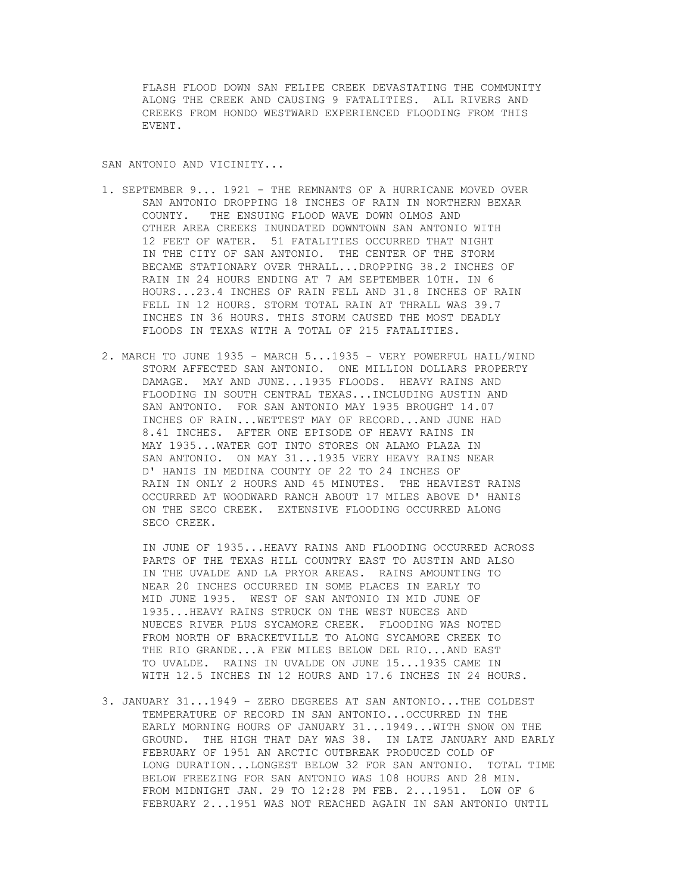FLASH FLOOD DOWN SAN FELIPE CREEK DEVASTATING THE COMMUNITY ALONG THE CREEK AND CAUSING 9 FATALITIES. ALL RIVERS AND CREEKS FROM HONDO WESTWARD EXPERIENCED FLOODING FROM THIS EVENT.

SAN ANTONIO AND VICINITY...

1. SEPTEMBER 9... 1921 - THE REMNANTS OF A HURRICANE MOVED OVER SAN ANTONIO DROPPING 18 INCHES OF RAIN IN NORTHERN BEXAR COUNTY. THE ENSUING FLOOD WAVE DOWN OLMOS AND OTHER AREA CREEKS INUNDATED DOWNTOWN SAN ANTONIO WITH 12 FEET OF WATER. 51 FATALITIES OCCURRED THAT NIGHT IN THE CITY OF SAN ANTONIO. THE CENTER OF THE STORM BECAME STATIONARY OVER THRALL...DROPPING 38.2 INCHES OF RAIN IN 24 HOURS ENDING AT 7 AM SEPTEMBER 10TH. IN 6 HOURS...23.4 INCHES OF RAIN FELL AND 31.8 INCHES OF RAIN FELL IN 12 HOURS. STORM TOTAL RAIN AT THRALL WAS 39.7 INCHES IN 36 HOURS. THIS STORM CAUSED THE MOST DEADLY FLOODS IN TEXAS WITH A TOTAL OF 215 FATALITIES.

2. MARCH TO JUNE 1935 - MARCH 5...1935 - VERY POWERFUL HAIL/WIND STORM AFFECTED SAN ANTONIO. ONE MILLION DOLLARS PROPERTY DAMAGE. MAY AND JUNE...1935 FLOODS. HEAVY RAINS AND FLOODING IN SOUTH CENTRAL TEXAS...INCLUDING AUSTIN AND SAN ANTONIO. FOR SAN ANTONIO MAY 1935 BROUGHT 14.07 INCHES OF RAIN...WETTEST MAY OF RECORD...AND JUNE HAD 8.41 INCHES. AFTER ONE EPISODE OF HEAVY RAINS IN MAY 1935...WATER GOT INTO STORES ON ALAMO PLAZA IN SAN ANTONIO. ON MAY 31...1935 VERY HEAVY RAINS NEAR D' HANIS IN MEDINA COUNTY OF 22 TO 24 INCHES OF RAIN IN ONLY 2 HOURS AND 45 MINUTES. THE HEAVIEST RAINS OCCURRED AT WOODWARD RANCH ABOUT 17 MILES ABOVE D' HANIS ON THE SECO CREEK. EXTENSIVE FLOODING OCCURRED ALONG SECO CREEK.

   IN JUNE OF 1935...HEAVY RAINS AND FLOODING OCCURRED ACROSS PARTS OF THE TEXAS HILL COUNTRY EAST TO AUSTIN AND ALSO IN THE UVALDE AND LA PRYOR AREAS. RAINS AMOUNTING TO NEAR 20 INCHES OCCURRED IN SOME PLACES IN EARLY TO MID JUNE 1935. WEST OF SAN ANTONIO IN MID JUNE OF 1935...HEAVY RAINS STRUCK ON THE WEST NUECES AND NUECES RIVER PLUS SYCAMORE CREEK. FLOODING WAS NOTED FROM NORTH OF BRACKETVILLE TO ALONG SYCAMORE CREEK TO THE RIO GRANDE...A FEW MILES BELOW DEL RIO...AND EAST TO UVALDE. RAINS IN UVALDE ON JUNE 15...1935 CAME IN WITH 12.5 INCHES IN 12 HOURS AND 17.6 INCHES IN 24 HOURS.

3. JANUARY 31...1949 - ZERO DEGREES AT SAN ANTONIO...THE COLDEST TEMPERATURE OF RECORD IN SAN ANTONIO...OCCURRED IN THE EARLY MORNING HOURS OF JANUARY 31...1949...WITH SNOW ON THE GROUND. THE HIGH THAT DAY WAS 38. IN LATE JANUARY AND EARLY FEBRUARY OF 1951 AN ARCTIC OUTBREAK PRODUCED COLD OF LONG DURATION...LONGEST BELOW 32 FOR SAN ANTONIO. TOTAL TIME BELOW FREEZING FOR SAN ANTONIO WAS 108 HOURS AND 28 MIN. FROM MIDNIGHT JAN. 29 TO 12:28 PM FEB. 2...1951. LOW OF 6 FEBRUARY 2...1951 WAS NOT REACHED AGAIN IN SAN ANTONIO UNTIL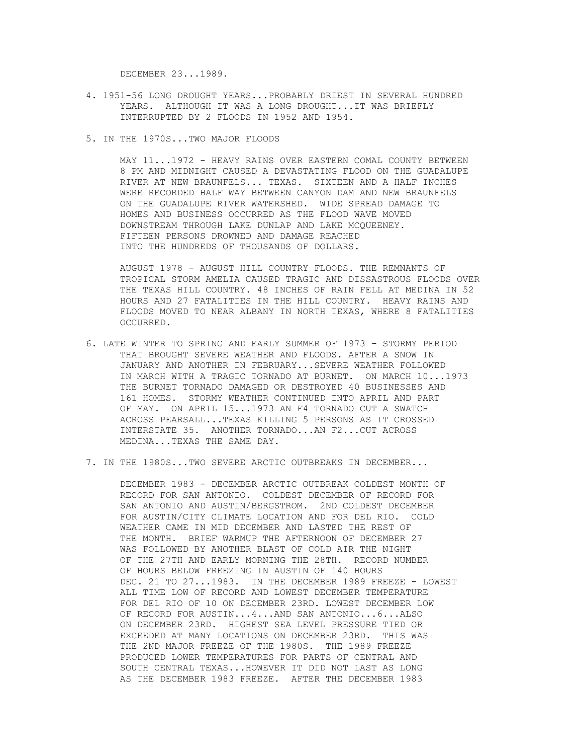DECEMBER 23...1989.

4. 1951-56 LONG DROUGHT YEARS...PROBABLY DRIEST IN SEVERAL HUNDRED YEARS. ALTHOUGH IT WAS A LONG DROUGHT...IT WAS BRIEFLY INTERRUPTED BY 2 FLOODS IN 1952 AND 1954.

5. IN THE 1970S...TWO MAJOR FLOODS

   MAY 11...1972 - HEAVY RAINS OVER EASTERN COMAL COUNTY BETWEEN 8 PM AND MIDNIGHT CAUSED A DEVASTATING FLOOD ON THE GUADALUPE RIVER AT NEW BRAUNFELS... TEXAS. SIXTEEN AND A HALF INCHES WERE RECORDED HALF WAY BETWEEN CANYON DAM AND NEW BRAUNFELS ON THE GUADALUPE RIVER WATERSHED. WIDE SPREAD DAMAGE TO HOMES AND BUSINESS OCCURRED AS THE FLOOD WAVE MOVED DOWNSTREAM THROUGH LAKE DUNLAP AND LAKE MCQUEENEY. FIFTEEN PERSONS DROWNED AND DAMAGE REACHED INTO THE HUNDREDS OF THOUSANDS OF DOLLARS.

   AUGUST 1978 - AUGUST HILL COUNTRY FLOODS. THE REMNANTS OF TROPICAL STORM AMELIA CAUSED TRAGIC AND DISSASTROUS FLOODS OVER THE TEXAS HILL COUNTRY. 48 INCHES OF RAIN FELL AT MEDINA IN 52 HOURS AND 27 FATALITIES IN THE HILL COUNTRY. HEAVY RAINS AND FLOODS MOVED TO NEAR ALBANY IN NORTH TEXAS, WHERE 8 FATALITIES OCCURRED.

6. LATE WINTER TO SPRING AND EARLY SUMMER OF 1973 - STORMY PERIOD THAT BROUGHT SEVERE WEATHER AND FLOODS. AFTER A SNOW IN JANUARY AND ANOTHER IN FEBRUARY...SEVERE WEATHER FOLLOWED IN MARCH WITH A TRAGIC TORNADO AT BURNET. ON MARCH 10...1973 THE BURNET TORNADO DAMAGED OR DESTROYED 40 BUSINESSES AND 161 HOMES. STORMY WEATHER CONTINUED INTO APRIL AND PART OF MAY. ON APRIL 15...1973 AN F4 TORNADO CUT A SWATCH ACROSS PEARSALL...TEXAS KILLING 5 PERSONS AS IT CROSSED INTERSTATE 35. ANOTHER TORNADO...AN F2...CUT ACROSS MEDINA...TEXAS THE SAME DAY.

7. IN THE 1980S...TWO SEVERE ARCTIC OUTBREAKS IN DECEMBER...

   DECEMBER 1983 - DECEMBER ARCTIC OUTBREAK COLDEST MONTH OF RECORD FOR SAN ANTONIO. COLDEST DECEMBER OF RECORD FOR SAN ANTONIO AND AUSTIN/BERGSTROM. 2ND COLDEST DECEMBER FOR AUSTIN/CITY CLIMATE LOCATION AND FOR DEL RIO. COLD WEATHER CAME IN MID DECEMBER AND LASTED THE REST OF THE MONTH. BRIEF WARMUP THE AFTERNOON OF DECEMBER 27 WAS FOLLOWED BY ANOTHER BLAST OF COLD AIR THE NIGHT OF THE 27TH AND EARLY MORNING THE 28TH. RECORD NUMBER OF HOURS BELOW FREEZING IN AUSTIN OF 140 HOURS DEC. 21 TO 27...1983. IN THE DECEMBER 1989 FREEZE - LOWEST ALL TIME LOW OF RECORD AND LOWEST DECEMBER TEMPERATURE FOR DEL RIO OF 10 ON DECEMBER 23RD. LOWEST DECEMBER LOW OF RECORD FOR AUSTIN...4...AND SAN ANTONIO...6...ALSO ON DECEMBER 23RD. HIGHEST SEA LEVEL PRESSURE TIED OR EXCEEDED AT MANY LOCATIONS ON DECEMBER 23RD. THIS WAS THE 2ND MAJOR FREEZE OF THE 1980S. THE 1989 FREEZE PRODUCED LOWER TEMPERATURES FOR PARTS OF CENTRAL AND SOUTH CENTRAL TEXAS...HOWEVER IT DID NOT LAST AS LONG AS THE DECEMBER 1983 FREEZE. AFTER THE DECEMBER 1983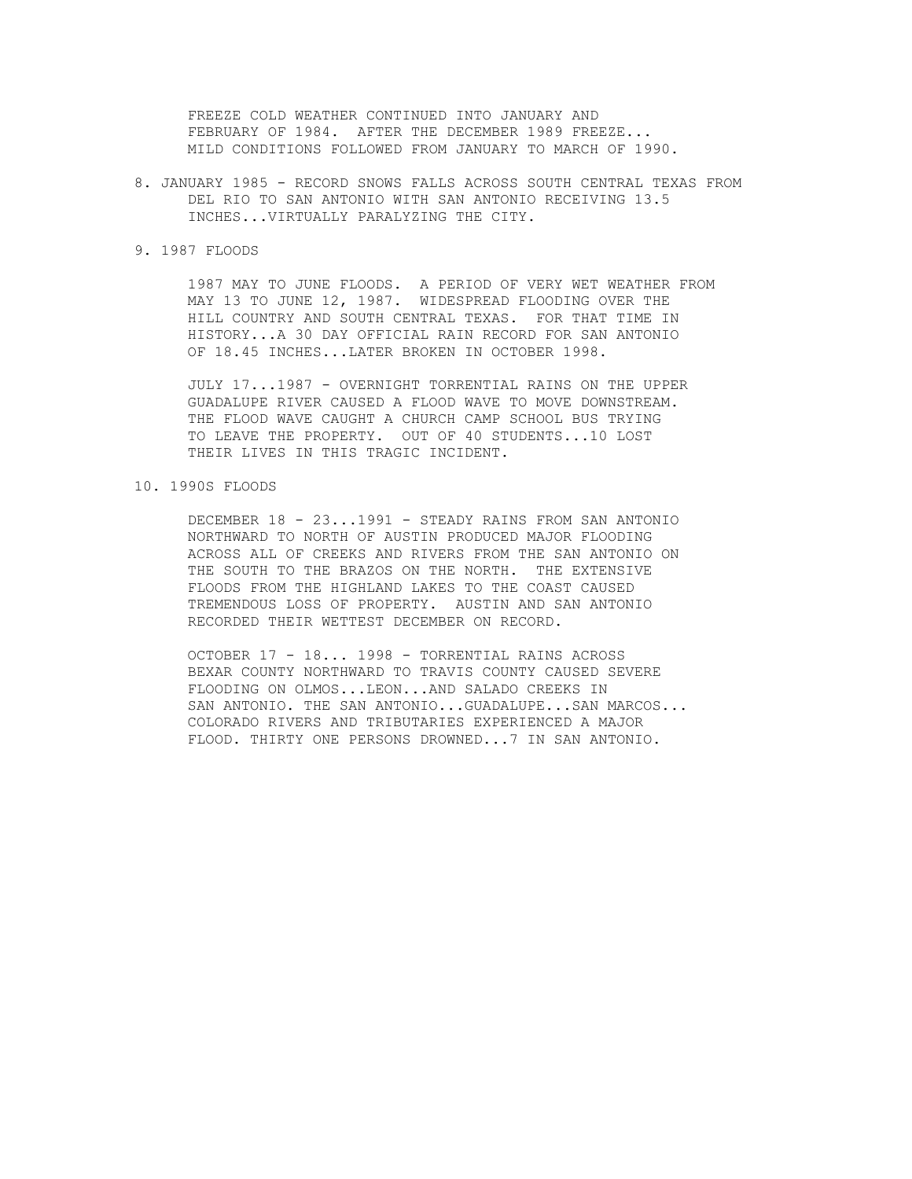FREEZE COLD WEATHER CONTINUED INTO JANUARY AND FEBRUARY OF 1984. AFTER THE DECEMBER 1989 FREEZE... MILD CONDITIONS FOLLOWED FROM JANUARY TO MARCH OF 1990.

8. JANUARY 1985 - RECORD SNOWS FALLS ACROSS SOUTH CENTRAL TEXAS FROM DEL RIO TO SAN ANTONIO WITH SAN ANTONIO RECEIVING 13.5 INCHES...VIRTUALLY PARALYZING THE CITY.

9. 1987 FLOODS

   1987 MAY TO JUNE FLOODS. A PERIOD OF VERY WET WEATHER FROM MAY 13 TO JUNE 12, 1987. WIDESPREAD FLOODING OVER THE HILL COUNTRY AND SOUTH CENTRAL TEXAS. FOR THAT TIME IN HISTORY...A 30 DAY OFFICIAL RAIN RECORD FOR SAN ANTONIO OF 18.45 INCHES...LATER BROKEN IN OCTOBER 1998.

   JULY 17...1987 - OVERNIGHT TORRENTIAL RAINS ON THE UPPER GUADALUPE RIVER CAUSED A FLOOD WAVE TO MOVE DOWNSTREAM. THE FLOOD WAVE CAUGHT A CHURCH CAMP SCHOOL BUS TRYING TO LEAVE THE PROPERTY. OUT OF 40 STUDENTS...10 LOST THEIR LIVES IN THIS TRAGIC INCIDENT.

10. 1990S FLOODS

   DECEMBER 18 - 23...1991 - STEADY RAINS FROM SAN ANTONIO NORTHWARD TO NORTH OF AUSTIN PRODUCED MAJOR FLOODING ACROSS ALL OF CREEKS AND RIVERS FROM THE SAN ANTONIO ON THE SOUTH TO THE BRAZOS ON THE NORTH. THE EXTENSIVE FLOODS FROM THE HIGHLAND LAKES TO THE COAST CAUSED TREMENDOUS LOSS OF PROPERTY. AUSTIN AND SAN ANTONIO RECORDED THEIR WETTEST DECEMBER ON RECORD.

   OCTOBER 17 - 18... 1998 - TORRENTIAL RAINS ACROSS BEXAR COUNTY NORTHWARD TO TRAVIS COUNTY CAUSED SEVERE FLOODING ON OLMOS...LEON...AND SALADO CREEKS IN SAN ANTONIO. THE SAN ANTONIO...GUADALUPE...SAN MARCOS... COLORADO RIVERS AND TRIBUTARIES EXPERIENCED A MAJOR FLOOD. THIRTY ONE PERSONS DROWNED...7 IN SAN ANTONIO.